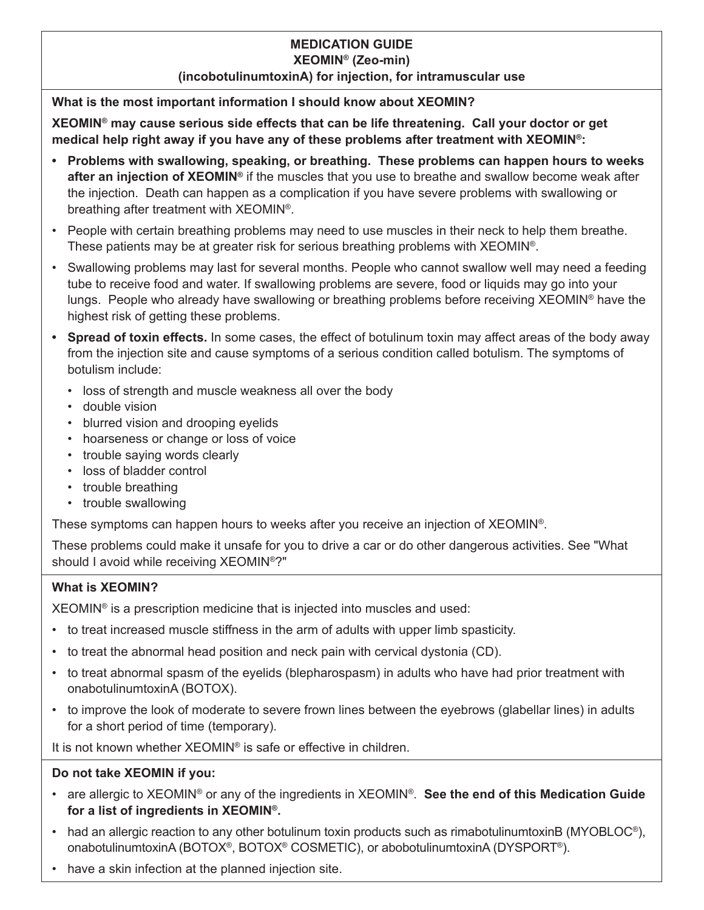# MEDICATION GUIDE
## XEOMIN® (Zeo-min)
## (incobotulinumtoxinA) for injection, for intramuscular use

### What is the most important information I should know about XEOMIN?

**XEOMIN® may cause serious side effects that can be life threatening. Call your doctor or get medical help right away if you have any of these problems after treatment with XEOMIN®:**

- **Problems with swallowing, speaking, or breathing. These problems can happen hours to weeks after an injection of XEOMIN®** if the muscles that you use to breathe and swallow become weak after the injection. Death can happen as a complication if you have severe problems with swallowing or breathing after treatment with XEOMIN®.
- People with certain breathing problems may need to use muscles in their neck to help them breathe. These patients may be at greater risk for serious breathing problems with XEOMIN®.
- Swallowing problems may last for several months. People who cannot swallow well may need a feeding tube to receive food and water. If swallowing problems are severe, food or liquids may go into your lungs. People who already have swallowing or breathing problems before receiving XEOMIN® have the highest risk of getting these problems.
- **Spread of toxin effects.** In some cases, the effect of botulinum toxin may affect areas of the body away from the injection site and cause symptoms of a serious condition called botulism. The symptoms of botulism include:
  - loss of strength and muscle weakness all over the body
  - double vision
  - blurred vision and drooping eyelids
  - hoarseness or change or loss of voice
  - trouble saying words clearly
  - loss of bladder control
  - trouble breathing
  - trouble swallowing

These symptoms can happen hours to weeks after you receive an injection of XEOMIN®.

These problems could make it unsafe for you to drive a car or do other dangerous activities. See "What should I avoid while receiving XEOMIN®?"

### What is XEOMIN?

XEOMIN® is a prescription medicine that is injected into muscles and used:

- to treat increased muscle stiffness in the arm of adults with upper limb spasticity.
- to treat the abnormal head position and neck pain with cervical dystonia (CD).
- to treat abnormal spasm of the eyelids (blepharospasm) in adults who have had prior treatment with onabotulinumtoxinA (BOTOX).
- to improve the look of moderate to severe frown lines between the eyebrows (glabellar lines) in adults for a short period of time (temporary).

It is not known whether XEOMIN® is safe or effective in children.

### Do not take XEOMIN if you:

- are allergic to XEOMIN® or any of the ingredients in XEOMIN®. **See the end of this Medication Guide for a list of ingredients in XEOMIN®.**
- had an allergic reaction to any other botulinum toxin products such as rimabotulinumtoxinB (MYOBLOC®), onabotulinumtoxinA (BOTOX®, BOTOX® COSMETIC), or abobotulinumtoxinA (DYSPORT®).
- have a skin infection at the planned injection site.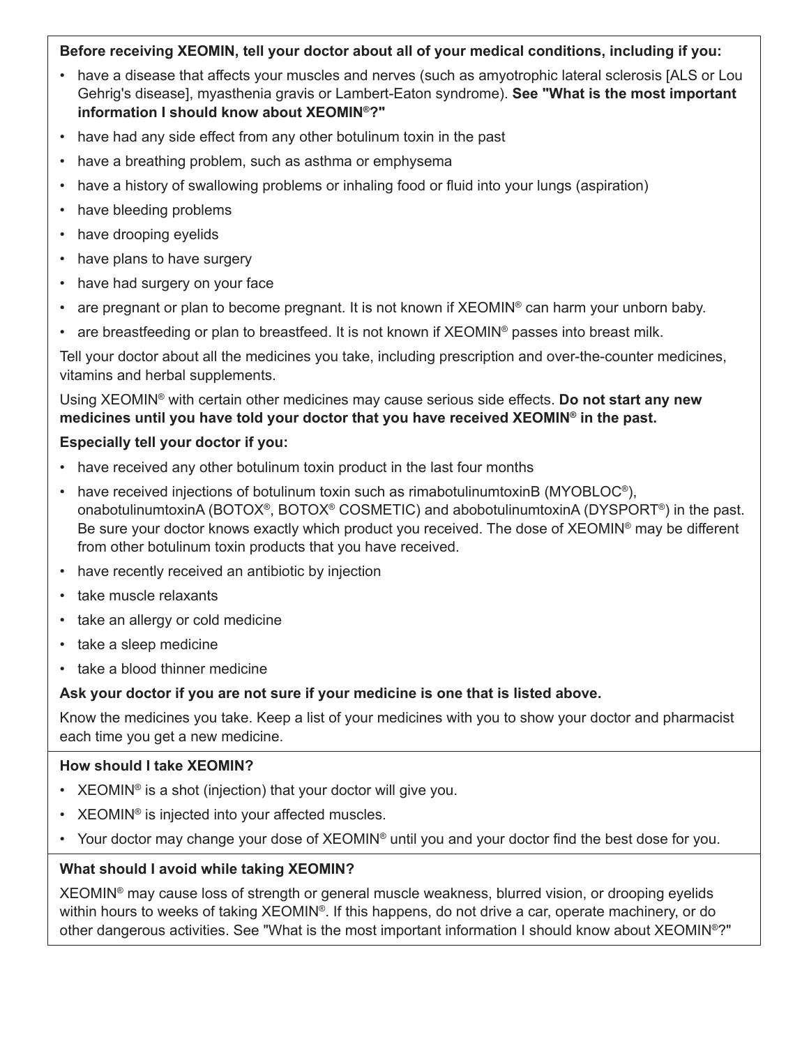**Before receiving XEOMIN, tell your doctor about all of your medical conditions, including if you:**

- have a disease that affects your muscles and nerves (such as amyotrophic lateral sclerosis [ALS or Lou Gehrig's disease], myasthenia gravis or Lambert-Eaton syndrome). **See "What is the most important information I should know about XEOMIN®?"**
- have had any side effect from any other botulinum toxin in the past
- have a breathing problem, such as asthma or emphysema
- have a history of swallowing problems or inhaling food or fluid into your lungs (aspiration)
- have bleeding problems
- have drooping eyelids
- have plans to have surgery
- have had surgery on your face
- are pregnant or plan to become pregnant. It is not known if XEOMIN® can harm your unborn baby.
- are breastfeeding or plan to breastfeed. It is not known if XEOMIN® passes into breast milk.

Tell your doctor about all the medicines you take, including prescription and over-the-counter medicines, vitamins and herbal supplements.

Using XEOMIN® with certain other medicines may cause serious side effects. **Do not start any new medicines until you have told your doctor that you have received XEOMIN® in the past.**

**Especially tell your doctor if you:**

- have received any other botulinum toxin product in the last four months
- have received injections of botulinum toxin such as rimabotulinumtoxinB (MYOBLOC®), onabotulinumtoxinA (BOTOX®, BOTOX® COSMETIC) and abobotulinumtoxinA (DYSPORT®) in the past. Be sure your doctor knows exactly which product you received. The dose of XEOMIN® may be different from other botulinum toxin products that you have received.
- have recently received an antibiotic by injection
- take muscle relaxants
- take an allergy or cold medicine
- take a sleep medicine
- take a blood thinner medicine

**Ask your doctor if you are not sure if your medicine is one that is listed above.**

Know the medicines you take. Keep a list of your medicines with you to show your doctor and pharmacist each time you get a new medicine.

**How should I take XEOMIN?**

- XEOMIN® is a shot (injection) that your doctor will give you.
- XEOMIN® is injected into your affected muscles.
- Your doctor may change your dose of XEOMIN® until you and your doctor find the best dose for you.

**What should I avoid while taking XEOMIN?**

XEOMIN® may cause loss of strength or general muscle weakness, blurred vision, or drooping eyelids within hours to weeks of taking XEOMIN®. If this happens, do not drive a car, operate machinery, or do other dangerous activities. See "What is the most important information I should know about XEOMIN®?"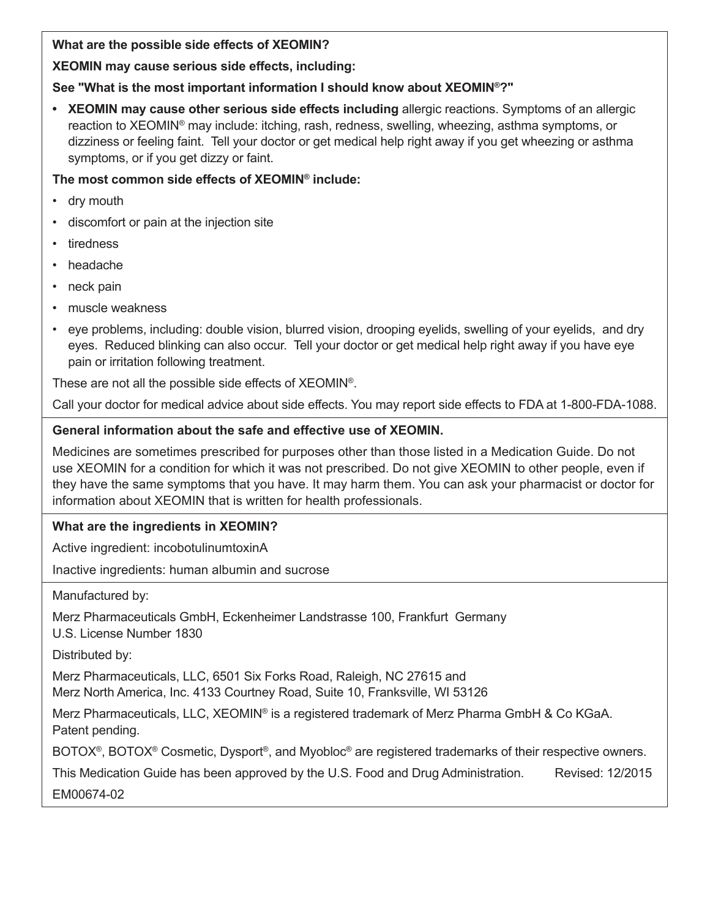**What are the possible side effects of XEOMIN?**

**XEOMIN may cause serious side effects, including:**

**See "What is the most important information I should know about XEOMIN®?"**

- **XEOMIN may cause other serious side effects including** allergic reactions. Symptoms of an allergic reaction to XEOMIN® may include: itching, rash, redness, swelling, wheezing, asthma symptoms, or dizziness or feeling faint. Tell your doctor or get medical help right away if you get wheezing or asthma symptoms, or if you get dizzy or faint.

**The most common side effects of XEOMIN® include:**

- dry mouth
- discomfort or pain at the injection site
- tiredness
- headache
- neck pain
- muscle weakness
- eye problems, including: double vision, blurred vision, drooping eyelids, swelling of your eyelids, and dry eyes. Reduced blinking can also occur. Tell your doctor or get medical help right away if you have eye pain or irritation following treatment.

These are not all the possible side effects of XEOMIN®.

Call your doctor for medical advice about side effects. You may report side effects to FDA at 1-800-FDA-1088.

**General information about the safe and effective use of XEOMIN.**

Medicines are sometimes prescribed for purposes other than those listed in a Medication Guide. Do not use XEOMIN for a condition for which it was not prescribed. Do not give XEOMIN to other people, even if they have the same symptoms that you have. It may harm them. You can ask your pharmacist or doctor for information about XEOMIN that is written for health professionals.

**What are the ingredients in XEOMIN?**

Active ingredient: incobotulinumtoxinA

Inactive ingredients: human albumin and sucrose

Manufactured by:

Merz Pharmaceuticals GmbH, Eckenheimer Landstrasse 100, Frankfurt Germany
U.S. License Number 1830

Distributed by:

Merz Pharmaceuticals, LLC, 6501 Six Forks Road, Raleigh, NC 27615 and
Merz North America, Inc. 4133 Courtney Road, Suite 10, Franksville, WI 53126

Merz Pharmaceuticals, LLC, XEOMIN® is a registered trademark of Merz Pharma GmbH & Co KGaA.
Patent pending.

BOTOX®, BOTOX® Cosmetic, Dysport®, and Myobloc® are registered trademarks of their respective owners.

This Medication Guide has been approved by the U.S. Food and Drug Administration. Revised: 12/2015

EM00674-02